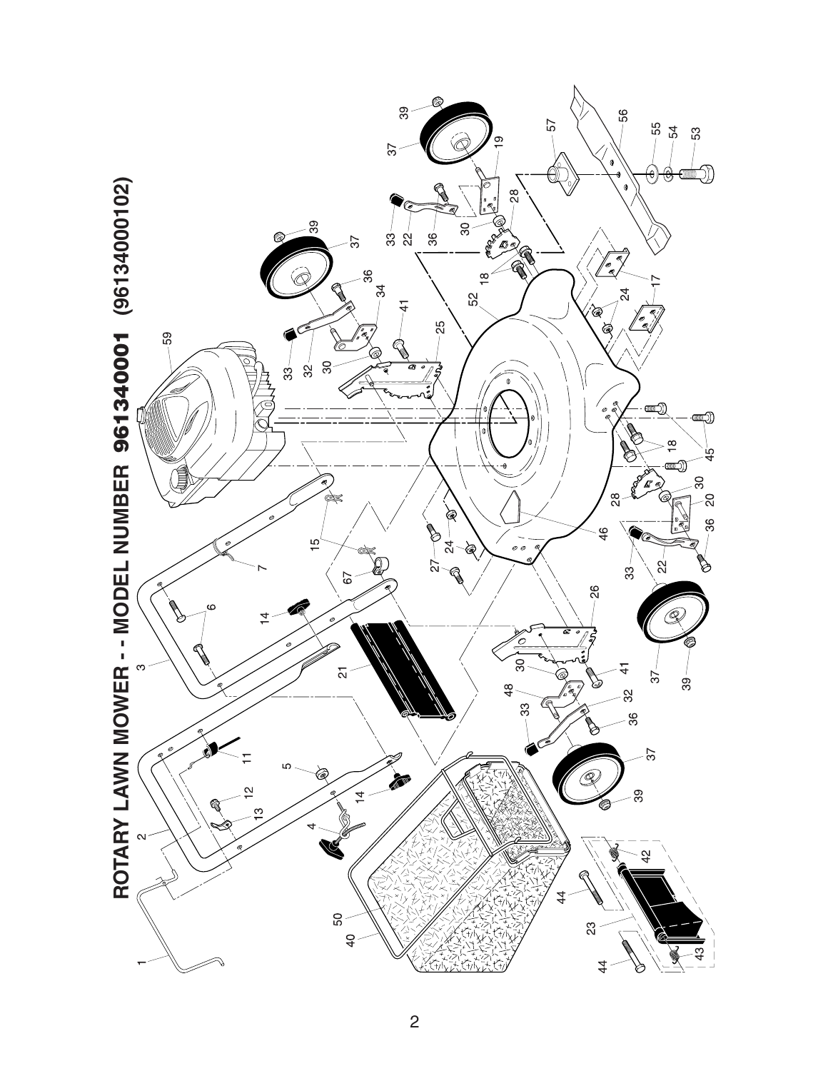# ROTARY LAWN MOWER - - MODEL NUMBER 961340001 (96134000102)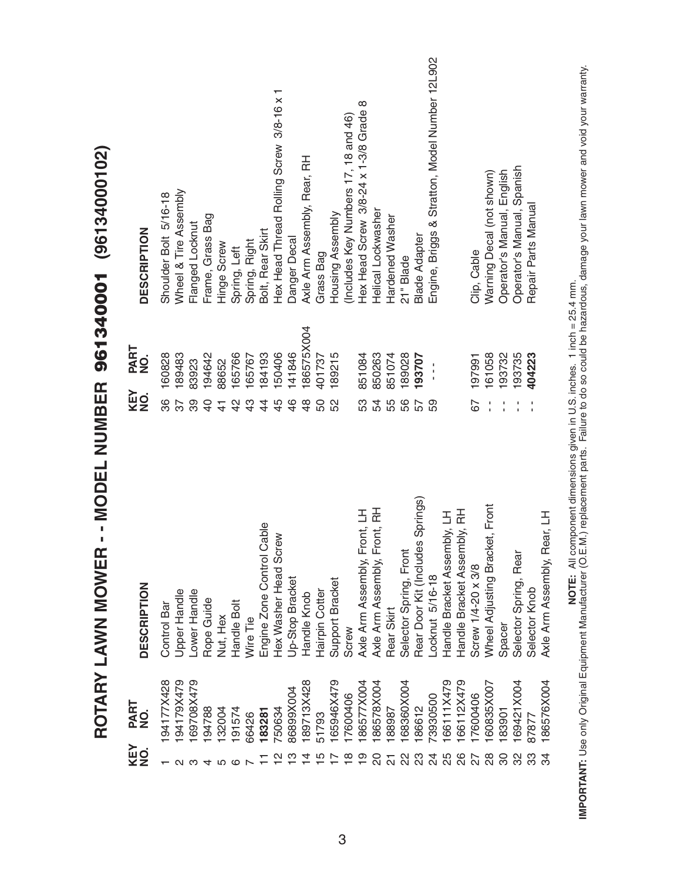# ROTARY LAWN MOWER - - MODEL NUMBER 961340001 (96134000102)

| KEY NO. | PART NO. | DESCRIPTION | KEY NO. | PART NO. | DESCRIPTION |
|---|---|---|---|---|---|
| 1 | 194177X428 | Control Bar | 36 | 160828 | Shoulder Bolt 5/16-18 |
| 2 | 194179X479 | Upper Handle | 37 | 189483 | Wheel & Tire Assembly |
| 3 | 169708X479 | Lower Handle | 39 | 83923 | Flanged Locknut |
| 4 | 194788 | Rope Guide | 40 | 194642 | Frame, Grass Bag |
| 5 | 132004 | Nut, Hex | 41 | 88652 | Hinge Screw |
| 6 | 191574 | Handle Bolt | 42 | 165766 | Spring, Left |
| 7 | 66426 | Wire Tie | 43 | 165767 | Spring, Right |
| 11 | **183281** | Engine Zone Control Cable | 44 | 184193 | Bolt, Rear Skirt |
| 12 | 750634 | Hex Washer Head Screw | 45 | 150406 | Hex Head Thread Rolling Screw 3/8-16 x 1 |
| 13 | 86899X004 | Up-Stop Bracket | 46 | 141846 | Danger Decal |
| 14 | 189713X428 | Handle Knob | 48 | 186575X004 | Axle Arm Assembly, Rear, RH |
| 15 | 51793 | Hairpin Cotter | 50 | 401737 | Grass Bag |
| 17 | 165946X479 | Support Bracket | 52 | 189215 | Housing Assembly (Includes Key Numbers 17, 18 and 46) |
| 18 | 17600406 | Screw | | | |
| 19 | 186577X004 | Axle Arm Assembly, Front, LH | 53 | 851084 | Hex Head Screw 3/8-24 x 1-3/8 Grade 8 |
| 20 | 186578X004 | Axle Arm Assembly, Front, RH | 54 | 850263 | Helical Lockwasher |
| 21 | 188987 | Rear Skirt | 55 | 851074 | Hardened Washer |
| 22 | 168360X004 | Selector Spring, Front | 56 | 189028 | 21" Blade |
| 23 | 186612 | Rear Door Kit (Includes Springs) | 57 | **193707** | Blade Adapter |
| 24 | 73930500 | Locknut 5/16-18 | 59 | - - - | Engine, Briggs & Stratton, Model Number 12L902 |
| 25 | 166111X479 | Handle Bracket Assembly, LH | | | |
| 26 | 166112X479 | Handle Bracket Assembly, RH | | | |
| 27 | 17600406 | Screw 1/4-20 x 3/8 | 67 | 197991 | Clip, Cable |
| 28 | 160835X007 | Wheel Adjusting Bracket, Front | - - | 161058 | Warning Decal (not shown) |
| 30 | 183901 | Spacer | - - | 193732 | Operator's Manual, English |
| 32 | 169421X004 | Selector Spring, Rear | - - | 193735 | Operator's Manual, Spanish |
| 33 | 87877 | Selector Knob | - - | **404223** | Repair Parts Manual |
| 34 | 186576X004 | Axle Arm Assembly, Rear, LH | | | |

**NOTE:** All component dimensions given in U.S. inches. 1 inch = 25.4 mm.

**IMPORTANT:** Use only Original Equipment Manufacturer (O.E.M.) replacement parts. Failure to do so could be hazardous, damage your lawn mower and void your warranty.